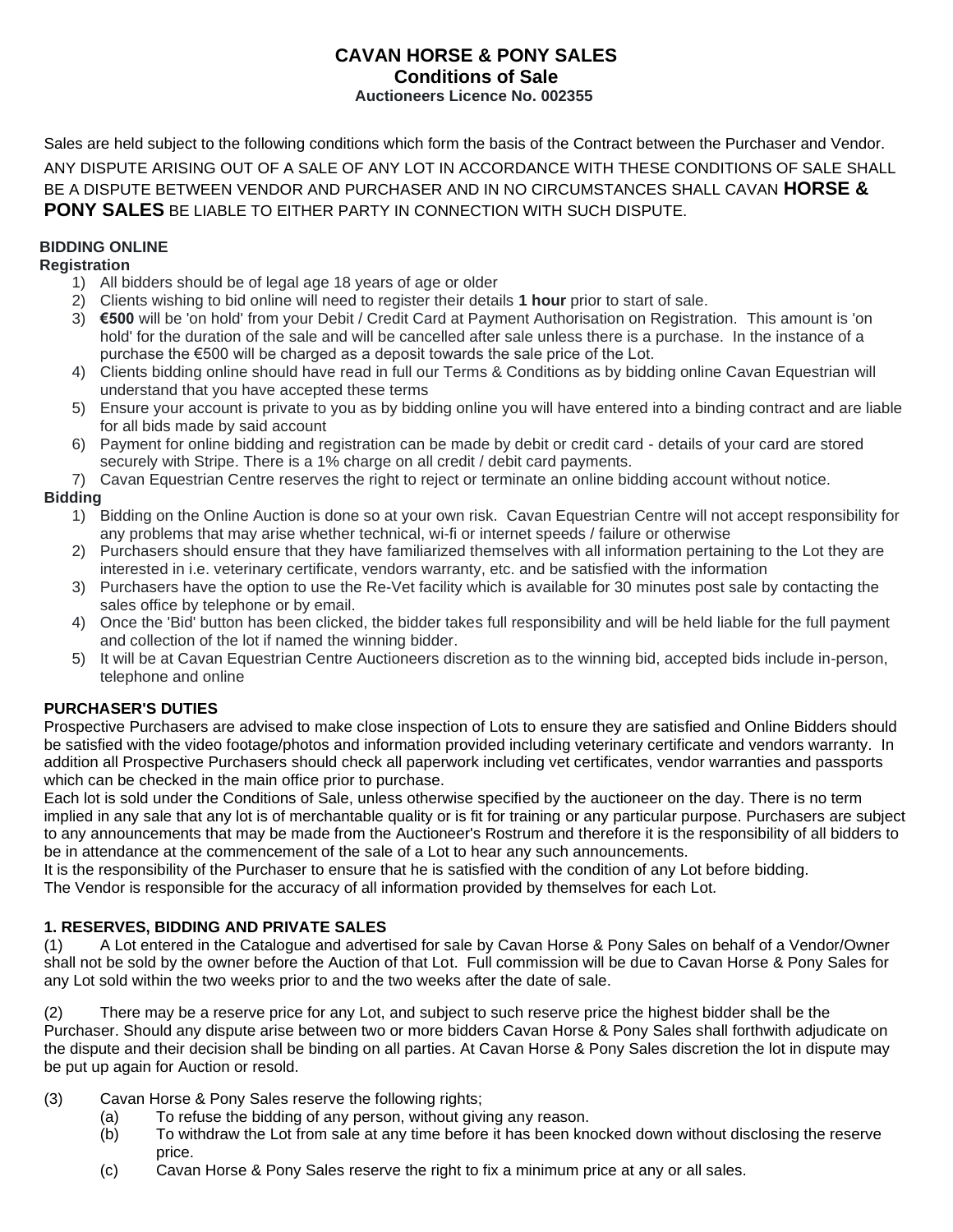# CAVAN HORSE & PONY SALES
## Conditions of Sale
### Auctioneers Licence No. 002355

Sales are held subject to the following conditions which form the basis of the Contract between the Purchaser and Vendor.

ANY DISPUTE ARISING OUT OF A SALE OF ANY LOT IN ACCORDANCE WITH THESE CONDITIONS OF SALE SHALL BE A DISPUTE BETWEEN VENDOR AND PURCHASER AND IN NO CIRCUMSTANCES SHALL CAVAN **HORSE & PONY SALES** BE LIABLE TO EITHER PARTY IN CONNECTION WITH SUCH DISPUTE.

**BIDDING ONLINE**

**Registration**

1) All bidders should be of legal age 18 years of age or older
2) Clients wishing to bid online will need to register their details **1 hour** prior to start of sale.
3) **€500** will be 'on hold' from your Debit / Credit Card at Payment Authorisation on Registration. This amount is 'on hold' for the duration of the sale and will be cancelled after sale unless there is a purchase. In the instance of a purchase the €500 will be charged as a deposit towards the sale price of the Lot.
4) Clients bidding online should have read in full our Terms & Conditions as by bidding online Cavan Equestrian will understand that you have accepted these terms
5) Ensure your account is private to you as by bidding online you will have entered into a binding contract and are liable for all bids made by said account
6) Payment for online bidding and registration can be made by debit or credit card - details of your card are stored securely with Stripe. There is a 1% charge on all credit / debit card payments.
7) Cavan Equestrian Centre reserves the right to reject or terminate an online bidding account without notice.

**Bidding**

1) Bidding on the Online Auction is done so at your own risk. Cavan Equestrian Centre will not accept responsibility for any problems that may arise whether technical, wi-fi or internet speeds / failure or otherwise
2) Purchasers should ensure that they have familiarized themselves with all information pertaining to the Lot they are interested in i.e. veterinary certificate, vendors warranty, etc. and be satisfied with the information
3) Purchasers have the option to use the Re-Vet facility which is available for 30 minutes post sale by contacting the sales office by telephone or by email.
4) Once the 'Bid' button has been clicked, the bidder takes full responsibility and will be held liable for the full payment and collection of the lot if named the winning bidder.
5) It will be at Cavan Equestrian Centre Auctioneers discretion as to the winning bid, accepted bids include in-person, telephone and online

**PURCHASER'S DUTIES**

Prospective Purchasers are advised to make close inspection of Lots to ensure they are satisfied and Online Bidders should be satisfied with the video footage/photos and information provided including veterinary certificate and vendors warranty. In addition all Prospective Purchasers should check all paperwork including vet certificates, vendor warranties and passports which can be checked in the main office prior to purchase.

Each lot is sold under the Conditions of Sale, unless otherwise specified by the auctioneer on the day. There is no term implied in any sale that any lot is of merchantable quality or is fit for training or any particular purpose. Purchasers are subject to any announcements that may be made from the Auctioneer's Rostrum and therefore it is the responsibility of all bidders to be in attendance at the commencement of the sale of a Lot to hear any such announcements.

It is the responsibility of the Purchaser to ensure that he is satisfied with the condition of any Lot before bidding.

The Vendor is responsible for the accuracy of all information provided by themselves for each Lot.

**1. RESERVES, BIDDING AND PRIVATE SALES**

(1) A Lot entered in the Catalogue and advertised for sale by Cavan Horse & Pony Sales on behalf of a Vendor/Owner shall not be sold by the owner before the Auction of that Lot. Full commission will be due to Cavan Horse & Pony Sales for any Lot sold within the two weeks prior to and the two weeks after the date of sale.

(2) There may be a reserve price for any Lot, and subject to such reserve price the highest bidder shall be the Purchaser. Should any dispute arise between two or more bidders Cavan Horse & Pony Sales shall forthwith adjudicate on the dispute and their decision shall be binding on all parties. At Cavan Horse & Pony Sales discretion the lot in dispute may be put up again for Auction or resold.

(3) Cavan Horse & Pony Sales reserve the following rights;

(a) To refuse the bidding of any person, without giving any reason.

(b) To withdraw the Lot from sale at any time before it has been knocked down without disclosing the reserve price.

(c) Cavan Horse & Pony Sales reserve the right to fix a minimum price at any or all sales.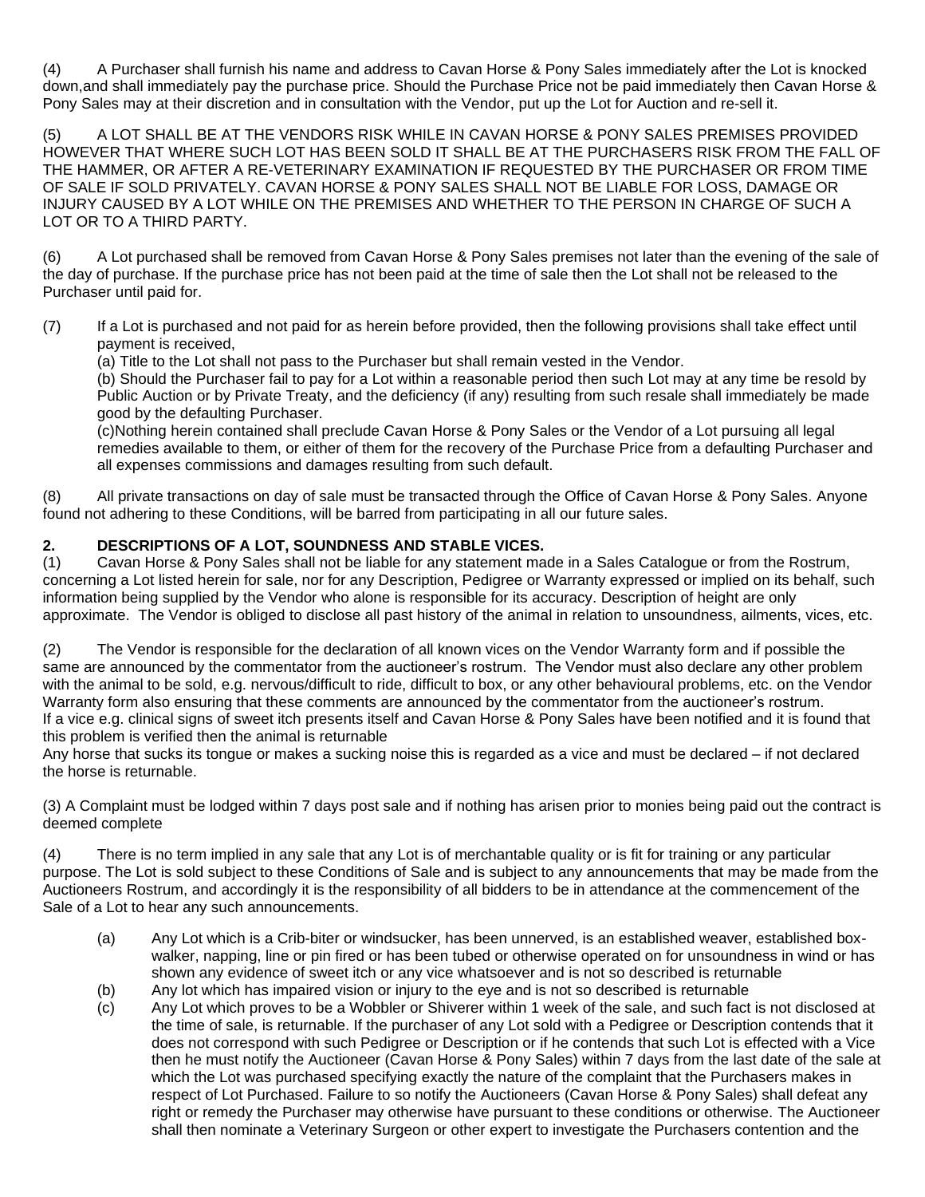(4) A Purchaser shall furnish his name and address to Cavan Horse & Pony Sales immediately after the Lot is knocked down,and shall immediately pay the purchase price. Should the Purchase Price not be paid immediately then Cavan Horse & Pony Sales may at their discretion and in consultation with the Vendor, put up the Lot for Auction and re-sell it.

(5) A LOT SHALL BE AT THE VENDORS RISK WHILE IN CAVAN HORSE & PONY SALES PREMISES PROVIDED HOWEVER THAT WHERE SUCH LOT HAS BEEN SOLD IT SHALL BE AT THE PURCHASERS RISK FROM THE FALL OF THE HAMMER, OR AFTER A RE-VETERINARY EXAMINATION IF REQUESTED BY THE PURCHASER OR FROM TIME OF SALE IF SOLD PRIVATELY. CAVAN HORSE & PONY SALES SHALL NOT BE LIABLE FOR LOSS, DAMAGE OR INJURY CAUSED BY A LOT WHILE ON THE PREMISES AND WHETHER TO THE PERSON IN CHARGE OF SUCH A LOT OR TO A THIRD PARTY.

(6) A Lot purchased shall be removed from Cavan Horse & Pony Sales premises not later than the evening of the sale of the day of purchase. If the purchase price has not been paid at the time of sale then the Lot shall not be released to the Purchaser until paid for.

(7) If a Lot is purchased and not paid for as herein before provided, then the following provisions shall take effect until payment is received,

(a) Title to the Lot shall not pass to the Purchaser but shall remain vested in the Vendor.

(b) Should the Purchaser fail to pay for a Lot within a reasonable period then such Lot may at any time be resold by Public Auction or by Private Treaty, and the deficiency (if any) resulting from such resale shall immediately be made good by the defaulting Purchaser.

(c)Nothing herein contained shall preclude Cavan Horse & Pony Sales or the Vendor of a Lot pursuing all legal remedies available to them, or either of them for the recovery of the Purchase Price from a defaulting Purchaser and all expenses commissions and damages resulting from such default.

(8) All private transactions on day of sale must be transacted through the Office of Cavan Horse & Pony Sales. Anyone found not adhering to these Conditions, will be barred from participating in all our future sales.

## 2. DESCRIPTIONS OF A LOT, SOUNDNESS AND STABLE VICES.

(1) Cavan Horse & Pony Sales shall not be liable for any statement made in a Sales Catalogue or from the Rostrum, concerning a Lot listed herein for sale, nor for any Description, Pedigree or Warranty expressed or implied on its behalf, such information being supplied by the Vendor who alone is responsible for its accuracy. Description of height are only approximate. The Vendor is obliged to disclose all past history of the animal in relation to unsoundness, ailments, vices, etc.

(2) The Vendor is responsible for the declaration of all known vices on the Vendor Warranty form and if possible the same are announced by the commentator from the auctioneer's rostrum. The Vendor must also declare any other problem with the animal to be sold, e.g. nervous/difficult to ride, difficult to box, or any other behavioural problems, etc. on the Vendor Warranty form also ensuring that these comments are announced by the commentator from the auctioneer's rostrum.
If a vice e.g. clinical signs of sweet itch presents itself and Cavan Horse & Pony Sales have been notified and it is found that this problem is verified then the animal is returnable
Any horse that sucks its tongue or makes a sucking noise this is regarded as a vice and must be declared – if not declared the horse is returnable.

(3) A Complaint must be lodged within 7 days post sale and if nothing has arisen prior to monies being paid out the contract is deemed complete

(4) There is no term implied in any sale that any Lot is of merchantable quality or is fit for training or any particular purpose. The Lot is sold subject to these Conditions of Sale and is subject to any announcements that may be made from the Auctioneers Rostrum, and accordingly it is the responsibility of all bidders to be in attendance at the commencement of the Sale of a Lot to hear any such announcements.

(a) Any Lot which is a Crib-biter or windsucker, has been unnerved, is an established weaver, established box-walker, napping, line or pin fired or has been tubed or otherwise operated on for unsoundness in wind or has shown any evidence of sweet itch or any vice whatsoever and is not so described is returnable

(b) Any lot which has impaired vision or injury to the eye and is not so described is returnable

(c) Any Lot which proves to be a Wobbler or Shiverer within 1 week of the sale, and such fact is not disclosed at the time of sale, is returnable. If the purchaser of any Lot sold with a Pedigree or Description contends that it does not correspond with such Pedigree or Description or if he contends that such Lot is effected with a Vice then he must notify the Auctioneer (Cavan Horse & Pony Sales) within 7 days from the last date of the sale at which the Lot was purchased specifying exactly the nature of the complaint that the Purchasers makes in respect of Lot Purchased. Failure to so notify the Auctioneers (Cavan Horse & Pony Sales) shall defeat any right or remedy the Purchaser may otherwise have pursuant to these conditions or otherwise. The Auctioneer shall then nominate a Veterinary Surgeon or other expert to investigate the Purchasers contention and the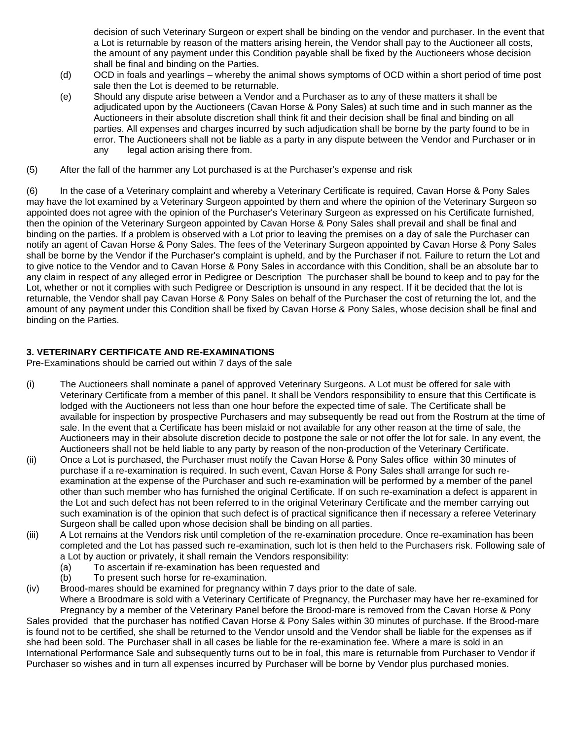decision of such Veterinary Surgeon or expert shall be binding on the vendor and purchaser. In the event that a Lot is returnable by reason of the matters arising herein, the Vendor shall pay to the Auctioneer all costs, the amount of any payment under this Condition payable shall be fixed by the Auctioneers whose decision shall be final and binding on the Parties.

(d) OCD in foals and yearlings – whereby the animal shows symptoms of OCD within a short period of time post sale then the Lot is deemed to be returnable.

(e) Should any dispute arise between a Vendor and a Purchaser as to any of these matters it shall be adjudicated upon by the Auctioneers (Cavan Horse & Pony Sales) at such time and in such manner as the Auctioneers in their absolute discretion shall think fit and their decision shall be final and binding on all parties. All expenses and charges incurred by such adjudication shall be borne by the party found to be in error. The Auctioneers shall not be liable as a party in any dispute between the Vendor and Purchaser or in any legal action arising there from.

(5) After the fall of the hammer any Lot purchased is at the Purchaser's expense and risk

(6) In the case of a Veterinary complaint and whereby a Veterinary Certificate is required, Cavan Horse & Pony Sales may have the lot examined by a Veterinary Surgeon appointed by them and where the opinion of the Veterinary Surgeon so appointed does not agree with the opinion of the Purchaser's Veterinary Surgeon as expressed on his Certificate furnished, then the opinion of the Veterinary Surgeon appointed by Cavan Horse & Pony Sales shall prevail and shall be final and binding on the parties. If a problem is observed with a Lot prior to leaving the premises on a day of sale the Purchaser can notify an agent of Cavan Horse & Pony Sales. The fees of the Veterinary Surgeon appointed by Cavan Horse & Pony Sales shall be borne by the Vendor if the Purchaser's complaint is upheld, and by the Purchaser if not. Failure to return the Lot and to give notice to the Vendor and to Cavan Horse & Pony Sales in accordance with this Condition, shall be an absolute bar to any claim in respect of any alleged error in Pedigree or Description The purchaser shall be bound to keep and to pay for the Lot, whether or not it complies with such Pedigree or Description is unsound in any respect. If it be decided that the lot is returnable, the Vendor shall pay Cavan Horse & Pony Sales on behalf of the Purchaser the cost of returning the lot, and the amount of any payment under this Condition shall be fixed by Cavan Horse & Pony Sales, whose decision shall be final and binding on the Parties.

**3. VETERINARY CERTIFICATE AND RE-EXAMINATIONS**

Pre-Examinations should be carried out within 7 days of the sale

(i) The Auctioneers shall nominate a panel of approved Veterinary Surgeons. A Lot must be offered for sale with Veterinary Certificate from a member of this panel. It shall be Vendors responsibility to ensure that this Certificate is lodged with the Auctioneers not less than one hour before the expected time of sale. The Certificate shall be available for inspection by prospective Purchasers and may subsequently be read out from the Rostrum at the time of sale. In the event that a Certificate has been mislaid or not available for any other reason at the time of sale, the Auctioneers may in their absolute discretion decide to postpone the sale or not offer the lot for sale. In any event, the Auctioneers shall not be held liable to any party by reason of the non-production of the Veterinary Certificate.

(ii) Once a Lot is purchased, the Purchaser must notify the Cavan Horse & Pony Sales office within 30 minutes of purchase if a re-examination is required. In such event, Cavan Horse & Pony Sales shall arrange for such re-examination at the expense of the Purchaser and such re-examination will be performed by a member of the panel other than such member who has furnished the original Certificate. If on such re-examination a defect is apparent in the Lot and such defect has not been referred to in the original Veterinary Certificate and the member carrying out such examination is of the opinion that such defect is of practical significance then if necessary a referee Veterinary Surgeon shall be called upon whose decision shall be binding on all parties.

(iii) A Lot remains at the Vendors risk until completion of the re-examination procedure. Once re-examination has been completed and the Lot has passed such re-examination, such lot is then held to the Purchasers risk. Following sale of a Lot by auction or privately, it shall remain the Vendors responsibility:
   (a) To ascertain if re-examination has been requested and
   (b) To present such horse for re-examination.

(iv) Brood-mares should be examined for pregnancy within 7 days prior to the date of sale.
Where a Broodmare is sold with a Veterinary Certificate of Pregnancy, the Purchaser may have her re-examined for Pregnancy by a member of the Veterinary Panel before the Brood-mare is removed from the Cavan Horse & Pony Sales provided that the purchaser has notified Cavan Horse & Pony Sales within 30 minutes of purchase. If the Brood-mare is found not to be certified, she shall be returned to the Vendor unsold and the Vendor shall be liable for the expenses as if she had been sold. The Purchaser shall in all cases be liable for the re-examination fee. Where a mare is sold in an International Performance Sale and subsequently turns out to be in foal, this mare is returnable from Purchaser to Vendor if Purchaser so wishes and in turn all expenses incurred by Purchaser will be borne by Vendor plus purchased monies.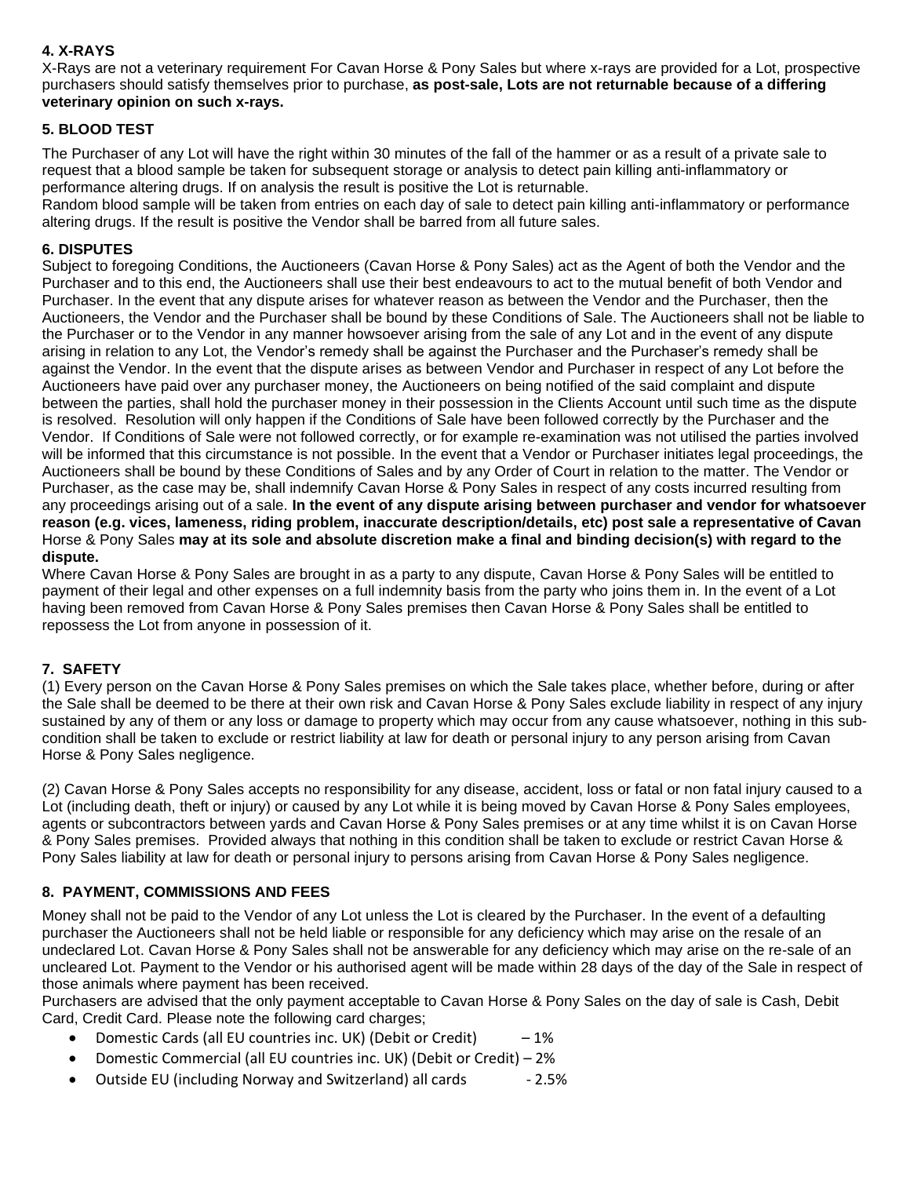## 4. X-RAYS

X-Rays are not a veterinary requirement For Cavan Horse & Pony Sales but where x-rays are provided for a Lot, prospective purchasers should satisfy themselves prior to purchase, **as post-sale, Lots are not returnable because of a differing veterinary opinion on such x-rays.**

## 5. BLOOD TEST

The Purchaser of any Lot will have the right within 30 minutes of the fall of the hammer or as a result of a private sale to request that a blood sample be taken for subsequent storage or analysis to detect pain killing anti-inflammatory or performance altering drugs. If on analysis the result is positive the Lot is returnable.
Random blood sample will be taken from entries on each day of sale to detect pain killing anti-inflammatory or performance altering drugs. If the result is positive the Vendor shall be barred from all future sales.

## 6. DISPUTES

Subject to foregoing Conditions, the Auctioneers (Cavan Horse & Pony Sales) act as the Agent of both the Vendor and the Purchaser and to this end, the Auctioneers shall use their best endeavours to act to the mutual benefit of both Vendor and Purchaser. In the event that any dispute arises for whatever reason as between the Vendor and the Purchaser, then the Auctioneers, the Vendor and the Purchaser shall be bound by these Conditions of Sale. The Auctioneers shall not be liable to the Purchaser or to the Vendor in any manner howsoever arising from the sale of any Lot and in the event of any dispute arising in relation to any Lot, the Vendor's remedy shall be against the Purchaser and the Purchaser's remedy shall be against the Vendor. In the event that the dispute arises as between Vendor and Purchaser in respect of any Lot before the Auctioneers have paid over any purchaser money, the Auctioneers on being notified of the said complaint and dispute between the parties, shall hold the purchaser money in their possession in the Clients Account until such time as the dispute is resolved. Resolution will only happen if the Conditions of Sale have been followed correctly by the Purchaser and the Vendor. If Conditions of Sale were not followed correctly, or for example re-examination was not utilised the parties involved will be informed that this circumstance is not possible. In the event that a Vendor or Purchaser initiates legal proceedings, the Auctioneers shall be bound by these Conditions of Sales and by any Order of Court in relation to the matter. The Vendor or Purchaser, as the case may be, shall indemnify Cavan Horse & Pony Sales in respect of any costs incurred resulting from any proceedings arising out of a sale. **In the event of any dispute arising between purchaser and vendor for whatsoever reason (e.g. vices, lameness, riding problem, inaccurate description/details, etc) post sale a representative of Cavan** Horse & Pony Sales **may at its sole and absolute discretion make a final and binding decision(s) with regard to the dispute.**
Where Cavan Horse & Pony Sales are brought in as a party to any dispute, Cavan Horse & Pony Sales will be entitled to payment of their legal and other expenses on a full indemnity basis from the party who joins them in. In the event of a Lot having been removed from Cavan Horse & Pony Sales premises then Cavan Horse & Pony Sales shall be entitled to repossess the Lot from anyone in possession of it.

## 7. SAFETY

(1) Every person on the Cavan Horse & Pony Sales premises on which the Sale takes place, whether before, during or after the Sale shall be deemed to be there at their own risk and Cavan Horse & Pony Sales exclude liability in respect of any injury sustained by any of them or any loss or damage to property which may occur from any cause whatsoever, nothing in this sub-condition shall be taken to exclude or restrict liability at law for death or personal injury to any person arising from Cavan Horse & Pony Sales negligence.

(2) Cavan Horse & Pony Sales accepts no responsibility for any disease, accident, loss or fatal or non fatal injury caused to a Lot (including death, theft or injury) or caused by any Lot while it is being moved by Cavan Horse & Pony Sales employees, agents or subcontractors between yards and Cavan Horse & Pony Sales premises or at any time whilst it is on Cavan Horse & Pony Sales premises. Provided always that nothing in this condition shall be taken to exclude or restrict Cavan Horse & Pony Sales liability at law for death or personal injury to persons arising from Cavan Horse & Pony Sales negligence.

## 8. PAYMENT, COMMISSIONS AND FEES

Money shall not be paid to the Vendor of any Lot unless the Lot is cleared by the Purchaser. In the event of a defaulting purchaser the Auctioneers shall not be held liable or responsible for any deficiency which may arise on the resale of an undeclared Lot. Cavan Horse & Pony Sales shall not be answerable for any deficiency which may arise on the re-sale of an uncleared Lot. Payment to the Vendor or his authorised agent will be made within 28 days of the day of the Sale in respect of those animals where payment has been received.
Purchasers are advised that the only payment acceptable to Cavan Horse & Pony Sales on the day of sale is Cash, Debit Card, Credit Card. Please note the following card charges;

- Domestic Cards (all EU countries inc. UK) (Debit or Credit) – 1%
- Domestic Commercial (all EU countries inc. UK) (Debit or Credit) – 2%
- Outside EU (including Norway and Switzerland) all cards - 2.5%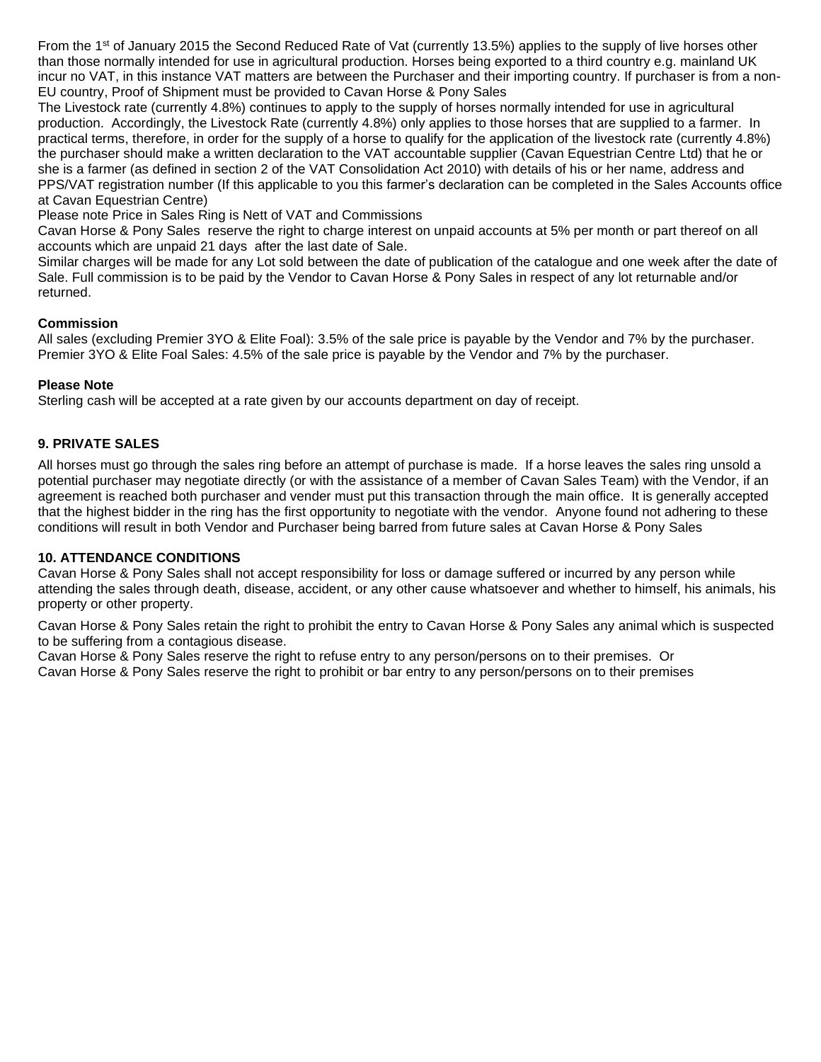From the 1st of January 2015 the Second Reduced Rate of Vat (currently 13.5%) applies to the supply of live horses other than those normally intended for use in agricultural production. Horses being exported to a third country e.g. mainland UK incur no VAT, in this instance VAT matters are between the Purchaser and their importing country. If purchaser is from a non-EU country, Proof of Shipment must be provided to Cavan Horse & Pony Sales

The Livestock rate (currently 4.8%) continues to apply to the supply of horses normally intended for use in agricultural production. Accordingly, the Livestock Rate (currently 4.8%) only applies to those horses that are supplied to a farmer. In practical terms, therefore, in order for the supply of a horse to qualify for the application of the livestock rate (currently 4.8%) the purchaser should make a written declaration to the VAT accountable supplier (Cavan Equestrian Centre Ltd) that he or she is a farmer (as defined in section 2 of the VAT Consolidation Act 2010) with details of his or her name, address and PPS/VAT registration number (If this applicable to you this farmer's declaration can be completed in the Sales Accounts office at Cavan Equestrian Centre)

Please note Price in Sales Ring is Nett of VAT and Commissions

Cavan Horse & Pony Sales reserve the right to charge interest on unpaid accounts at 5% per month or part thereof on all accounts which are unpaid 21 days after the last date of Sale.

Similar charges will be made for any Lot sold between the date of publication of the catalogue and one week after the date of Sale. Full commission is to be paid by the Vendor to Cavan Horse & Pony Sales in respect of any lot returnable and/or returned.

**Commission**

All sales (excluding Premier 3YO & Elite Foal): 3.5% of the sale price is payable by the Vendor and 7% by the purchaser.
Premier 3YO & Elite Foal Sales: 4.5% of the sale price is payable by the Vendor and 7% by the purchaser.

**Please Note**

Sterling cash will be accepted at a rate given by our accounts department on day of receipt.

### 9. PRIVATE SALES

All horses must go through the sales ring before an attempt of purchase is made. If a horse leaves the sales ring unsold a potential purchaser may negotiate directly (or with the assistance of a member of Cavan Sales Team) with the Vendor, if an agreement is reached both purchaser and vender must put this transaction through the main office. It is generally accepted that the highest bidder in the ring has the first opportunity to negotiate with the vendor. Anyone found not adhering to these conditions will result in both Vendor and Purchaser being barred from future sales at Cavan Horse & Pony Sales

### 10. ATTENDANCE CONDITIONS

Cavan Horse & Pony Sales shall not accept responsibility for loss or damage suffered or incurred by any person while attending the sales through death, disease, accident, or any other cause whatsoever and whether to himself, his animals, his property or other property.

Cavan Horse & Pony Sales retain the right to prohibit the entry to Cavan Horse & Pony Sales any animal which is suspected to be suffering from a contagious disease.

Cavan Horse & Pony Sales reserve the right to refuse entry to any person/persons on to their premises. Or
Cavan Horse & Pony Sales reserve the right to prohibit or bar entry to any person/persons on to their premises